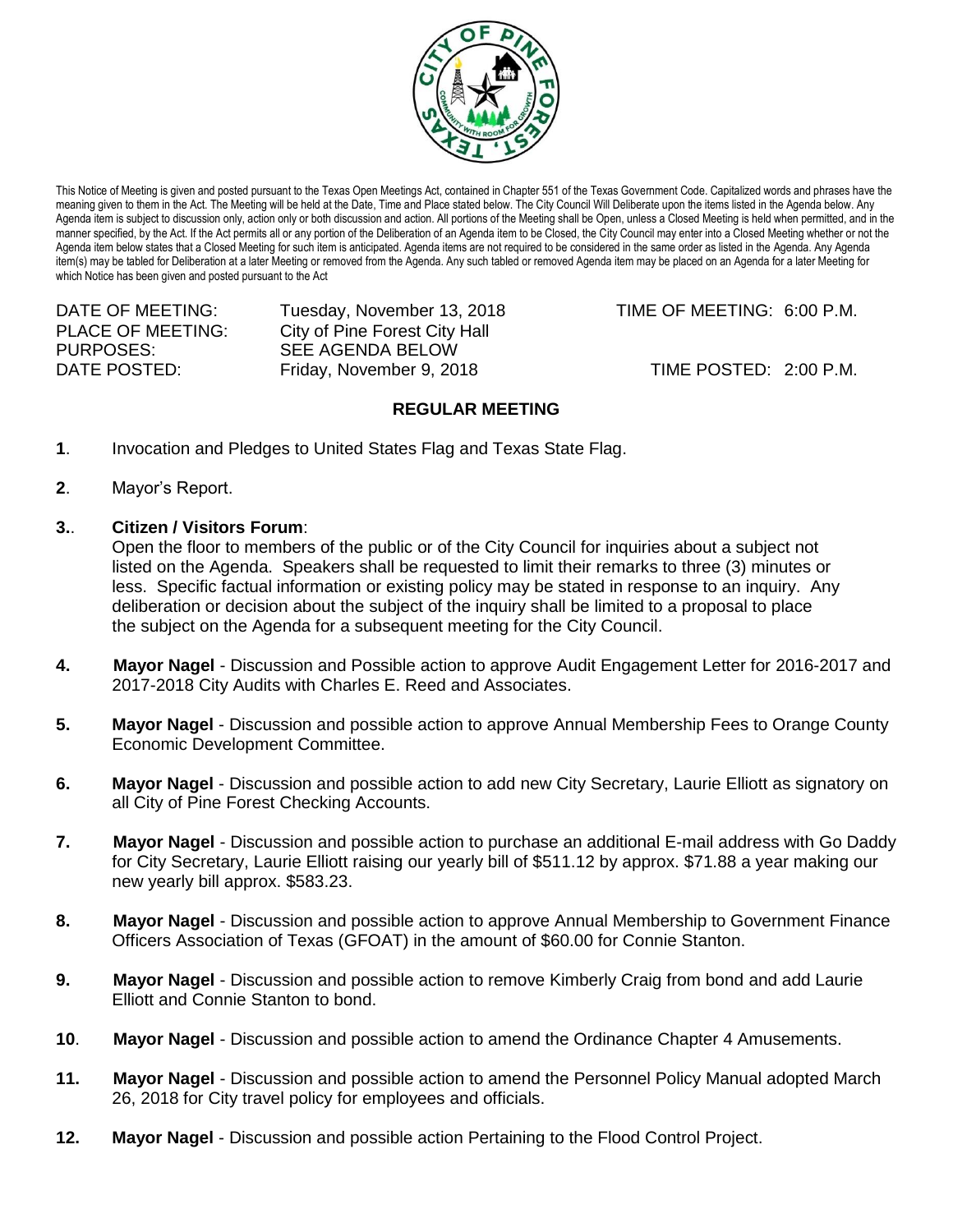This Notice of Meeting is given and posted pursuant to the Texas Open Meetings Act, contained in Chapter 551 of the Texas Government Code. Capitalized words and phrases have the meaning given to them in the Act. The Meeting will be held at the Date, Time and Place stated below. The City Council Will Deliberate upon the items listed in the Agenda below. Any Agenda item is subject to discussion only, action only or both discussion and action. All portions of the Meeting shall be Open, unless a Closed Meeting is held when permitted, and in the manner specified, by the Act. If the Act permits all or any portion of the Deliberation of an Agenda item to be Closed, the City Council may enter into a Closed Meeting whether or not the Agenda item below states that a Closed Meeting for such item is anticipated. Agenda items are not required to be considered in the same order as listed in the Agenda. Any Agenda item(s) may be tabled for Deliberation at a later Meeting or removed from the Agenda. Any such tabled or removed Agenda item may be placed on an Agenda for a later Meeting for which Notice has been given and posted pursuant to the Act

DATE OF MEETING: Tuesday, November 13, 2018 TIME OF MEETING: 6:00 P.M.
PLACE OF MEETING: City of Pine Forest City Hall
PURPOSES: SEE AGENDA BELOW
DATE POSTED: Friday, November 9, 2018 TIME POSTED: 2:00 P.M.

**REGULAR MEETING**

**1**. Invocation and Pledges to United States Flag and Texas State Flag.

**2**. Mayor's Report.

**3.**. **Citizen / Visitors Forum**:
Open the floor to members of the public or of the City Council for inquiries about a subject not listed on the Agenda. Speakers shall be requested to limit their remarks to three (3) minutes or less. Specific factual information or existing policy may be stated in response to an inquiry. Any deliberation or decision about the subject of the inquiry shall be limited to a proposal to place the subject on the Agenda for a subsequent meeting for the City Council.

**4.** **Mayor Nagel** - Discussion and Possible action to approve Audit Engagement Letter for 2016-2017 and 2017-2018 City Audits with Charles E. Reed and Associates.

**5.** **Mayor Nagel** - Discussion and possible action to approve Annual Membership Fees to Orange County Economic Development Committee.

**6.** **Mayor Nagel** - Discussion and possible action to add new City Secretary, Laurie Elliott as signatory on all City of Pine Forest Checking Accounts.

**7.** **Mayor Nagel** - Discussion and possible action to purchase an additional E-mail address with Go Daddy for City Secretary, Laurie Elliott raising our yearly bill of $511.12 by approx. $71.88 a year making our new yearly bill approx. $583.23.

**8.** **Mayor Nagel** - Discussion and possible action to approve Annual Membership to Government Finance Officers Association of Texas (GFOAT) in the amount of $60.00 for Connie Stanton.

**9.** **Mayor Nagel** - Discussion and possible action to remove Kimberly Craig from bond and add Laurie Elliott and Connie Stanton to bond.

**10**. **Mayor Nagel** - Discussion and possible action to amend the Ordinance Chapter 4 Amusements.

**11.** **Mayor Nagel** - Discussion and possible action to amend the Personnel Policy Manual adopted March 26, 2018 for City travel policy for employees and officials.

**12.** **Mayor Nagel** - Discussion and possible action Pertaining to the Flood Control Project.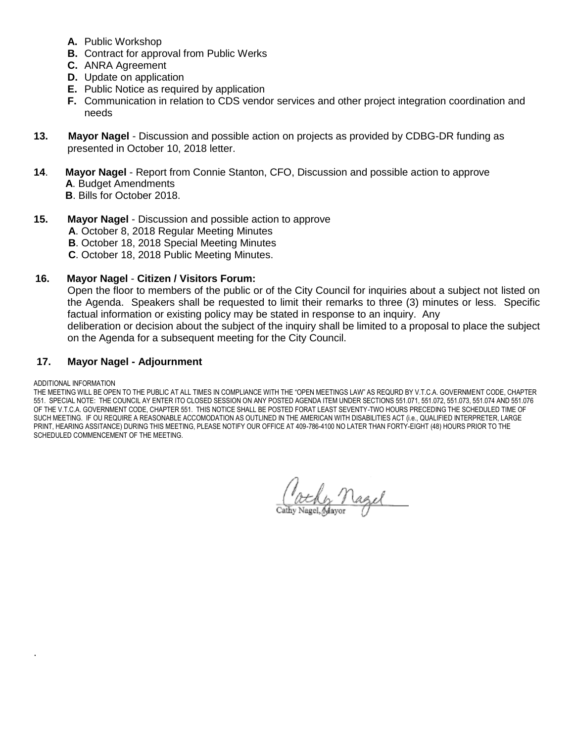- **A.** Public Workshop
- **B.** Contract for approval from Public Werks
- **C.** ANRA Agreement
- **D.** Update on application
- **E.** Public Notice as required by application
- **F.** Communication in relation to CDS vendor services and other project integration coordination and needs

**13.** **Mayor Nagel** - Discussion and possible action on projects as provided by CDBG-DR funding as presented in October 10, 2018 letter.

**14**. **Mayor Nagel** - Report from Connie Stanton, CFO, Discussion and possible action to approve
**A**. Budget Amendments
**B**. Bills for October 2018.

**15.** **Mayor Nagel** - Discussion and possible action to approve
**A**. October 8, 2018 Regular Meeting Minutes
**B**. October 18, 2018 Special Meeting Minutes
**C**. October 18, 2018 Public Meeting Minutes.

**16.** **Mayor Nagel** - **Citizen / Visitors Forum:**
Open the floor to members of the public or of the City Council for inquiries about a subject not listed on the Agenda. Speakers shall be requested to limit their remarks to three (3) minutes or less. Specific factual information or existing policy may be stated in response to an inquiry. Any deliberation or decision about the subject of the inquiry shall be limited to a proposal to place the subject on the Agenda for a subsequent meeting for the City Council.

**17.** **Mayor Nagel - Adjournment**

ADDITIONAL INFORMATION
THE MEETING WILL BE OPEN TO THE PUBLIC AT ALL TIMES IN COMPLIANCE WITH THE "OPEN MEETINGS LAW" AS REQURD BY V.T.C.A. GOVERNMENT CODE, CHAPTER 551. SPECIAL NOTE: THE COUNCIL AY ENTER ITO CLOSED SESSION ON ANY POSTED AGENDA ITEM UNDER SECTIONS 551.071, 551.072, 551.073, 551.074 AND 551.076 OF THE V.T.C.A. GOVERNMENT CODE, CHAPTER 551. THIS NOTICE SHALL BE POSTED FORAT LEAST SEVENTY-TWO HOURS PRECEDING THE SCHEDULED TIME OF SUCH MEETING. IF OU REQUIRE A REASONABLE ACCOMODATION AS OUTLINED IN THE AMERICAN WITH DISABILITIES ACT (i.e., QUALIFIED INTERPRETER, LARGE PRINT, HEARING ASSITANCE) DURING THIS MEETING, PLEASE NOTIFY OUR OFFICE AT 409-786-4100 NO LATER THAN FORTY-EIGHT (48) HOURS PRIOR TO THE SCHEDULED COMMENCEMENT OF THE MEETING.

Cathy Nagel
Cathy Nagel, Mayor